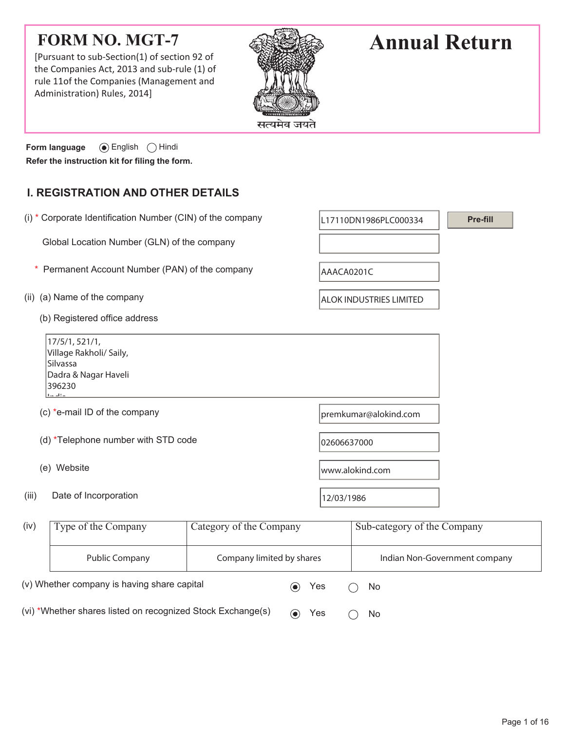# FORM NO. MGT-7

[Pursuant to sub-Section(1) of section 92 of the Companies Act, 2013 and sub-rule (1) of rule 11of the Companies (Management and Administration) Rules, 2014]

सत्यमेव जयते

# Annual Return

**Form language** (●) English ( ) Hindi

**Refer the instruction kit for filing the form.**

## I. REGISTRATION AND OTHER DETAILS

(i) * Corporate Identification Number (CIN) of the company: L17110DN1986PLC000334 [Pre-fill]

Global Location Number (GLN) of the company:

* Permanent Account Number (PAN) of the company: AAACA0201C

(ii) (a) Name of the company: ALOK INDUSTRIES LIMITED

(b) Registered office address

17/5/1, 521/1,
Village Rakholi/ Saily,
Silvassa
Dadra & Nagar Haveli
396230
India

(c) *e-mail ID of the company: premkumar@alokind.com

(d) *Telephone number with STD code: 02606637000

(e) Website: www.alokind.com

(iii) Date of Incorporation: 12/03/1986

(iv)

| Type of the Company | Category of the Company | Sub-category of the Company |
|---|---|---|
| Public Company | Company limited by shares | Indian Non-Government company |

(v) Whether company is having share capital (●) Yes ( ) No

(vi) *Whether shares listed on recognized Stock Exchange(s) (●) Yes ( ) No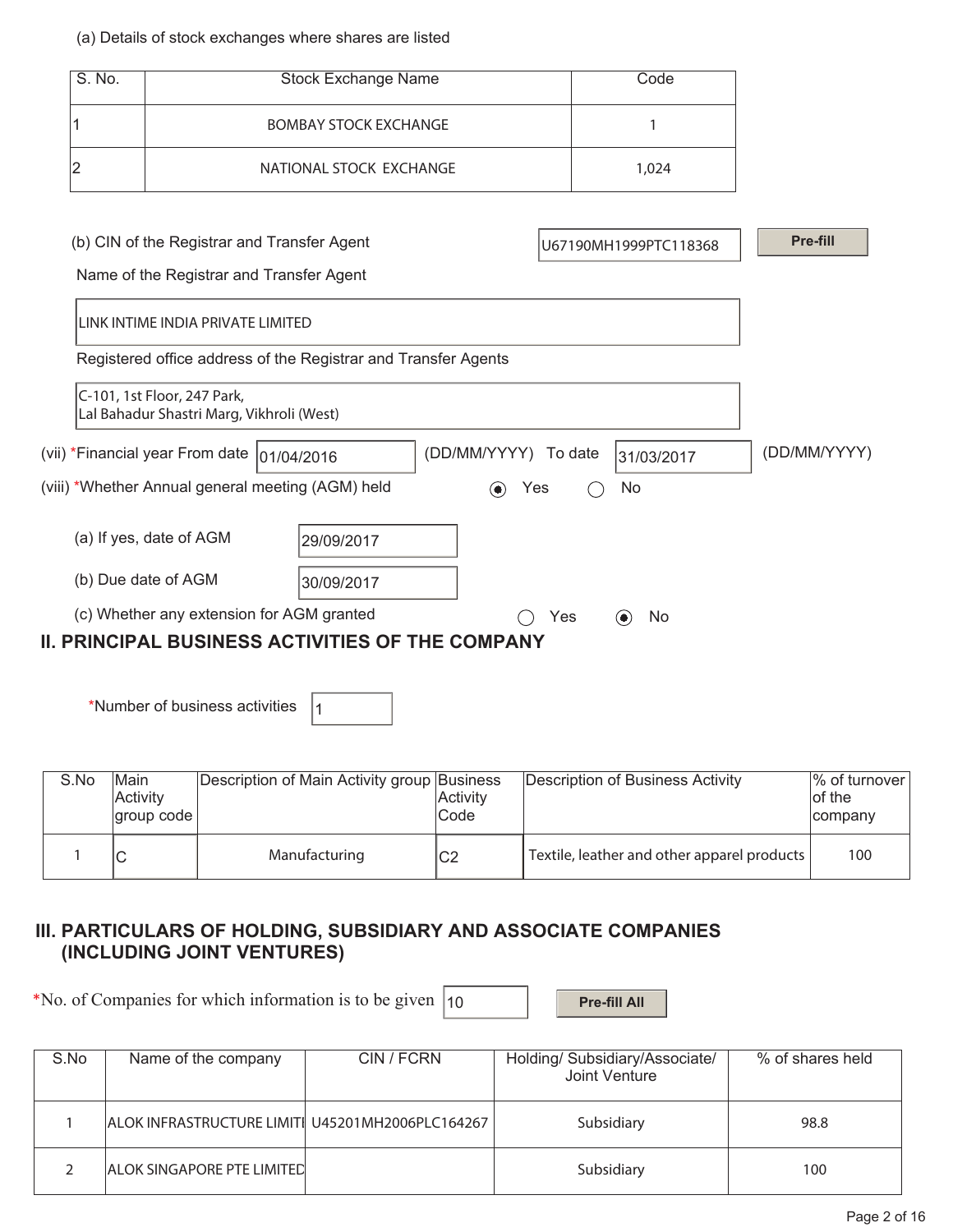(a) Details of stock exchanges where shares are listed

| S. No. | Stock Exchange Name | Code |
|---|---|---|
| 1 | BOMBAY STOCK EXCHANGE | 1 |
| 2 | NATIONAL STOCK EXCHANGE | 1,024 |

(b) CIN of the Registrar and Transfer Agent U67190MH1999PTC118368 Pre-fill

Name of the Registrar and Transfer Agent

LINK INTIME INDIA PRIVATE LIMITED

Registered office address of the Registrar and Transfer Agents

C-101, 1st Floor, 247 Park,
Lal Bahadur Shastri Marg, Vikhroli (West)

(vii) *Financial year From date 01/04/2016 (DD/MM/YYYY) To date 31/03/2017 (DD/MM/YYYY)

(viii) *Whether Annual general meeting (AGM) held ◉ Yes ◯ No

(a) If yes, date of AGM 29/09/2017

(b) Due date of AGM 30/09/2017

(c) Whether any extension for AGM granted ◯ Yes ◉ No

## II. PRINCIPAL BUSINESS ACTIVITIES OF THE COMPANY

*Number of business activities 1

| S.No | Main Activity group code | Description of Main Activity group | Business Activity Code | Description of Business Activity | % of turnover of the company |
|---|---|---|---|---|---|
| 1 | C | Manufacturing | C2 | Textile, leather and other apparel products | 100 |

## III. PARTICULARS OF HOLDING, SUBSIDIARY AND ASSOCIATE COMPANIES (INCLUDING JOINT VENTURES)

*No. of Companies for which information is to be given 10 Pre-fill All

| S.No | Name of the company | CIN / FCRN | Holding/ Subsidiary/Associate/ Joint Venture | % of shares held |
|---|---|---|---|---|
| 1 | ALOK INFRASTRUCTURE LIMITI | U45201MH2006PLC164267 | Subsidiary | 98.8 |
| 2 | ALOK SINGAPORE PTE LIMITED | | Subsidiary | 100 |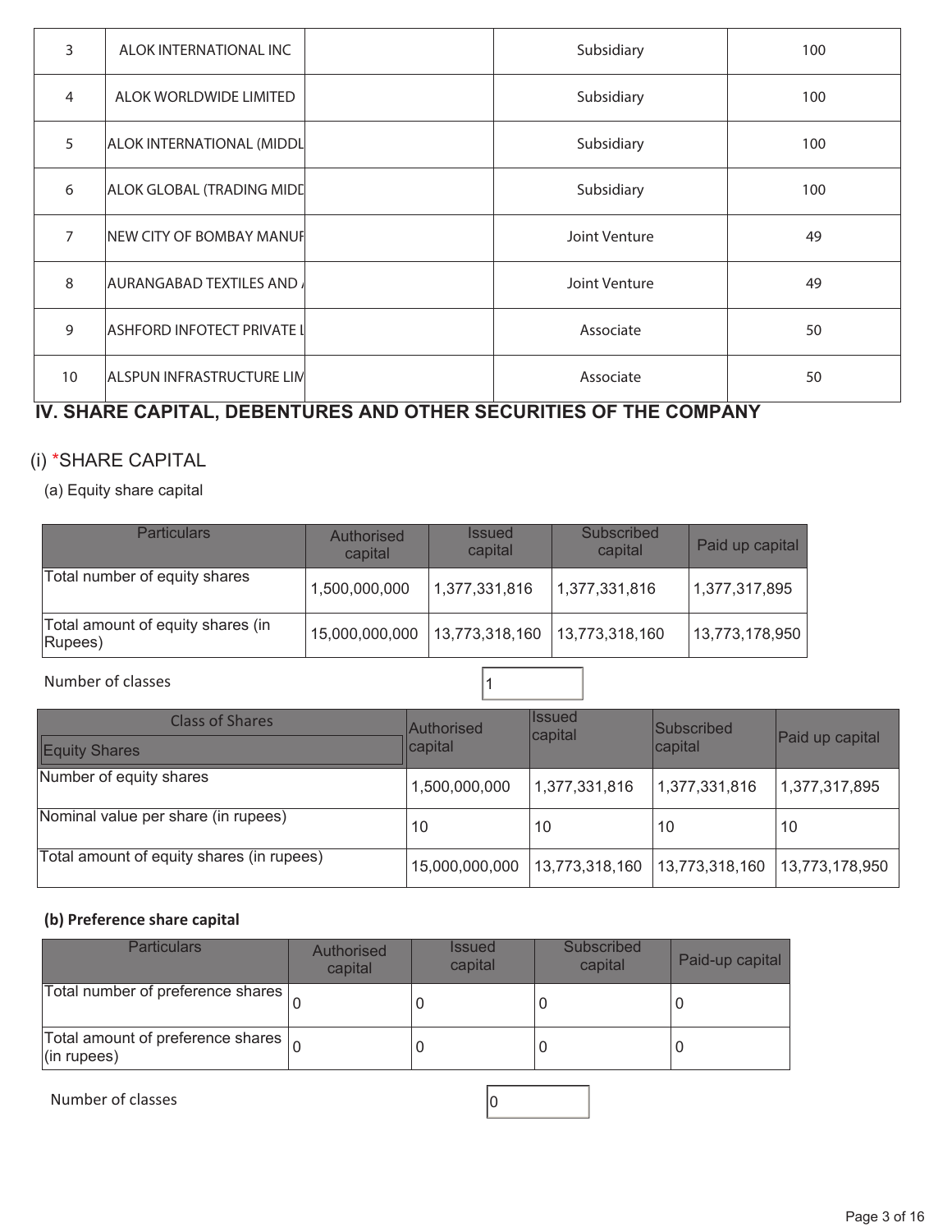| 3 | ALOK INTERNATIONAL INC | | Subsidiary | 100 |
|---|---|---|---|---|
| 4 | ALOK WORLDWIDE LIMITED | | Subsidiary | 100 |
| 5 | ALOK INTERNATIONAL (MIDDL | | Subsidiary | 100 |
| 6 | ALOK GLOBAL (TRADING MIDD | | Subsidiary | 100 |
| 7 | NEW CITY OF BOMBAY MANUF | | Joint Venture | 49 |
| 8 | AURANGABAD TEXTILES AND / | | Joint Venture | 49 |
| 9 | ASHFORD INFOTECT PRIVATE L | | Associate | 50 |
| 10 | ALSPUN INFRASTRUCTURE LIM | | Associate | 50 |

## IV. SHARE CAPITAL, DEBENTURES AND OTHER SECURITIES OF THE COMPANY

### (i) *SHARE CAPITAL

(a) Equity share capital

| Particulars | Authorised capital | Issued capital | Subscribed capital | Paid up capital |
|---|---|---|---|---|
| Total number of equity shares | 1,500,000,000 | 1,377,331,816 | 1,377,331,816 | 1,377,317,895 |
| Total amount of equity shares (in Rupees) | 15,000,000,000 | 13,773,318,160 | 13,773,318,160 | 13,773,178,950 |

Number of classes: 1

| Class of Shares<br>Equity Shares | Authorised capital | Issued capital | Subscribed capital | Paid up capital |
|---|---|---|---|---|
| Number of equity shares | 1,500,000,000 | 1,377,331,816 | 1,377,331,816 | 1,377,317,895 |
| Nominal value per share (in rupees) | 10 | 10 | 10 | 10 |
| Total amount of equity shares (in rupees) | 15,000,000,000 | 13,773,318,160 | 13,773,318,160 | 13,773,178,950 |

**(b) Preference share capital**

| Particulars | Authorised capital | Issued capital | Subscribed capital | Paid-up capital |
|---|---|---|---|---|
| Total number of preference shares | 0 | 0 | 0 | 0 |
| Total amount of preference shares (in rupees) | 0 | 0 | 0 | 0 |

Number of classes: 0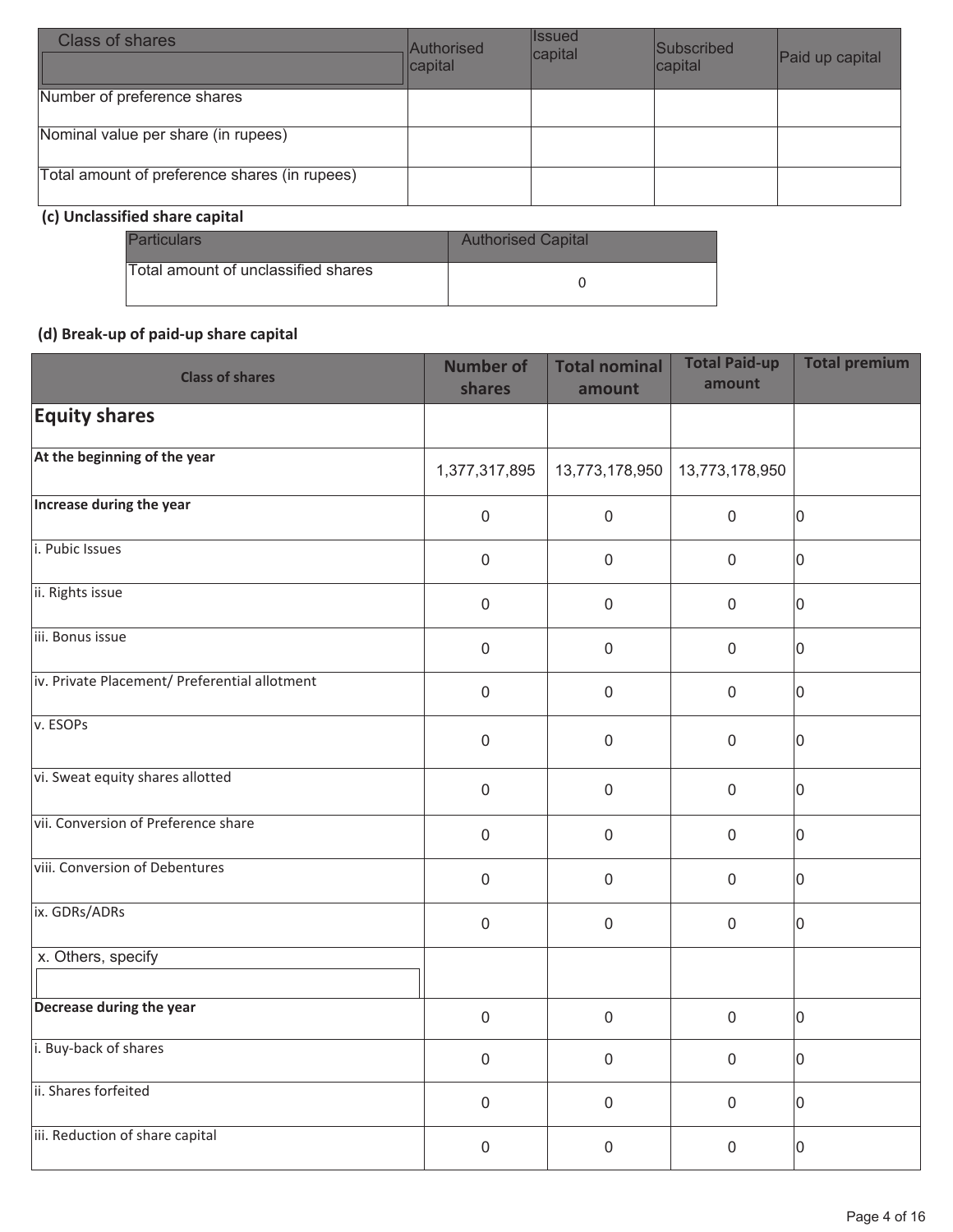| Class of shares | Authorised capital | Issued capital | Subscribed capital | Paid up capital |
|---|---|---|---|---|
| Number of preference shares | | | | |
| Nominal value per share (in rupees) | | | | |
| Total amount of preference shares (in rupees) | | | | |

**(c) Unclassified share capital**

| Particulars | Authorised Capital |
|---|---|
| Total amount of unclassified shares | 0 |

**(d) Break-up of paid-up share capital**

| Class of shares | Number of shares | Total nominal amount | Total Paid-up amount | Total premium |
|---|---|---|---|---|
| **Equity shares** | | | | |
| **At the beginning of the year** | 1,377,317,895 | 13,773,178,950 | 13,773,178,950 | |
| **Increase during the year** | 0 | 0 | 0 | 0 |
| i. Pubic Issues | 0 | 0 | 0 | 0 |
| ii. Rights issue | 0 | 0 | 0 | 0 |
| iii. Bonus issue | 0 | 0 | 0 | 0 |
| iv. Private Placement/ Preferential allotment | 0 | 0 | 0 | 0 |
| v. ESOPs | 0 | 0 | 0 | 0 |
| vi. Sweat equity shares allotted | 0 | 0 | 0 | 0 |
| vii. Conversion of Preference share | 0 | 0 | 0 | 0 |
| viii. Conversion of Debentures | 0 | 0 | 0 | 0 |
| ix. GDRs/ADRs | 0 | 0 | 0 | 0 |
| x. Others, specify | | | | |
| **Decrease during the year** | 0 | 0 | 0 | 0 |
| i. Buy-back of shares | 0 | 0 | 0 | 0 |
| ii. Shares forfeited | 0 | 0 | 0 | 0 |
| iii. Reduction of share capital | 0 | 0 | 0 | 0 |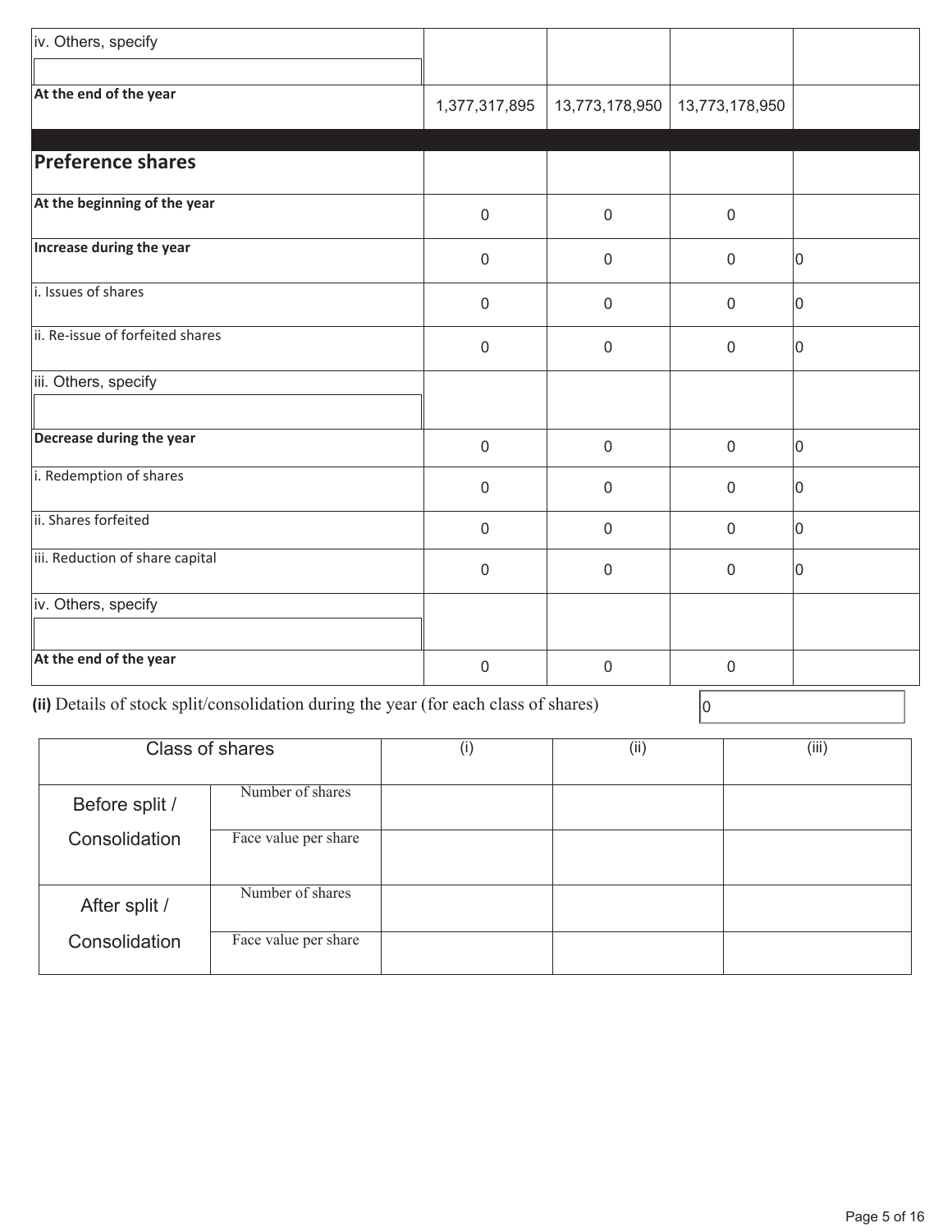| | | | | |
|---|---|---|---|---|
| iv. Others, specify | | | | |
| At the end of the year | 1,377,317,895 | 13,773,178,950 | 13,773,178,950 | |

| **Preference shares** | | | | |
|---|---|---|---|---|
| At the beginning of the year | 0 | 0 | 0 | |
| Increase during the year | 0 | 0 | 0 | 0 |
| i. Issues of shares | 0 | 0 | 0 | 0 |
| ii. Re-issue of forfeited shares | 0 | 0 | 0 | 0 |
| iii. Others, specify | | | | |
| Decrease during the year | 0 | 0 | 0 | 0 |
| i. Redemption of shares | 0 | 0 | 0 | 0 |
| ii. Shares forfeited | 0 | 0 | 0 | 0 |
| iii. Reduction of share capital | 0 | 0 | 0 | 0 |
| iv. Others, specify | | | | |
| At the end of the year | 0 | 0 | 0 | |

**(ii)** Details of stock split/consolidation during the year (for each class of shares) 0

| Class of shares | | (i) | (ii) | (iii) |
|---|---|---|---|---|
| Before split / Consolidation | Number of shares | | | |
| | Face value per share | | | |
| After split / Consolidation | Number of shares | | | |
| | Face value per share | | | |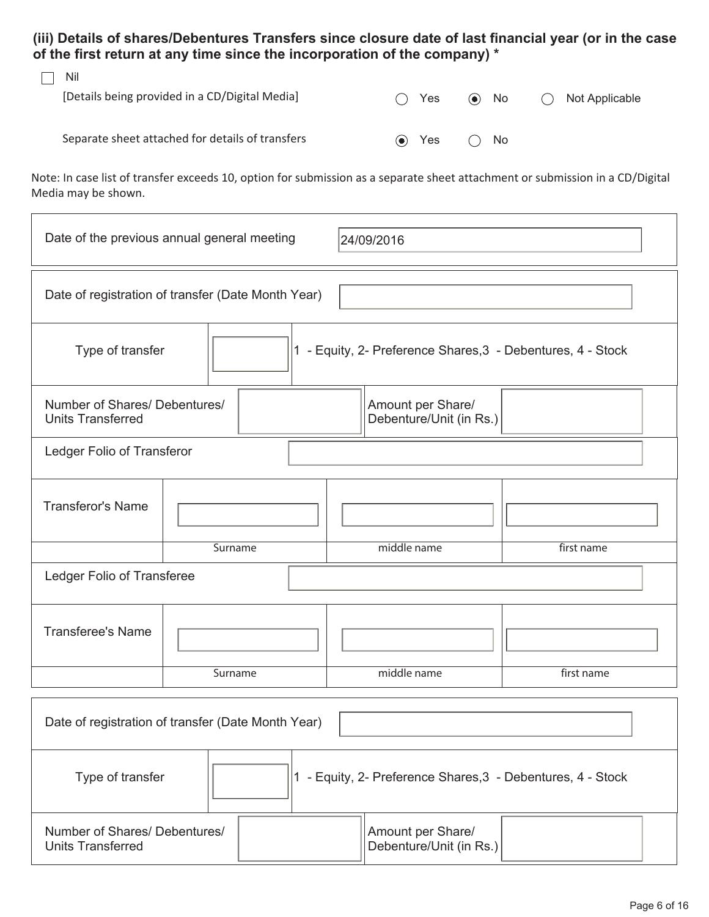**(iii) Details of shares/Debentures Transfers since closure date of last financial year (or in the case of the first return at any time since the incorporation of the company) ***

☐ Nil

[Details being provided in a CD/Digital Media] ○ Yes ◉ No ○ Not Applicable

Separate sheet attached for details of transfers ◉ Yes ○ No

Note: In case list of transfer exceeds 10, option for submission as a separate sheet attachment or submission in a CD/Digital Media may be shown.

| Date of the previous annual general meeting | 24/09/2016 |
|---|---|

| Date of registration of transfer (Date Month Year) | | | |
|---|---|---|---|
| Type of transfer | | 1 - Equity, 2- Preference Shares,3 - Debentures, 4 - Stock | |
| Number of Shares/ Debentures/ Units Transferred | | Amount per Share/ Debenture/Unit (in Rs.) | |
| Ledger Folio of Transferor | | | |
| Transferor's Name | | | |
| | Surname | middle name | first name |
| Ledger Folio of Transferee | | | |
| Transferee's Name | | | |
| | Surname | middle name | first name |

| Date of registration of transfer (Date Month Year) | | | |
|---|---|---|---|
| Type of transfer | | 1 - Equity, 2- Preference Shares,3 - Debentures, 4 - Stock | |
| Number of Shares/ Debentures/ Units Transferred | | Amount per Share/ Debenture/Unit (in Rs.) | |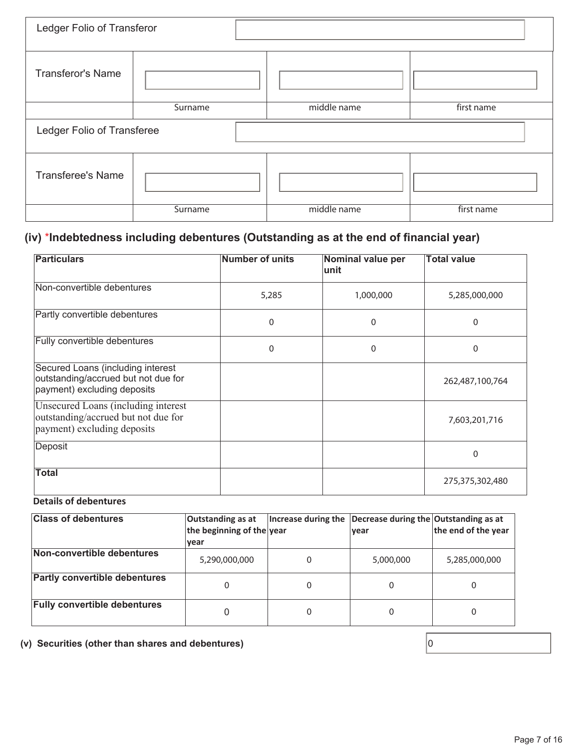| Ledger Folio of Transferor | | | |
|---|---|---|---|
| Transferor's Name | | | |
| | Surname | middle name | first name |
| Ledger Folio of Transferee | | | |
| Transferee's Name | | | |
| | Surname | middle name | first name |

### (iv) *Indebtedness including debentures (Outstanding as at the end of financial year)

| Particulars | Number of units | Nominal value per unit | Total value |
|---|---|---|---|
| Non-convertible debentures | 5,285 | 1,000,000 | 5,285,000,000 |
| Partly convertible debentures | 0 | 0 | 0 |
| Fully convertible debentures | 0 | 0 | 0 |
| Secured Loans (including interest outstanding/accrued but not due for payment) excluding deposits | | | 262,487,100,764 |
| Unsecured Loans (including interest outstanding/accrued but not due for payment) excluding deposits | | | 7,603,201,716 |
| Deposit | | | 0 |
| **Total** | | | 275,375,302,480 |

**Details of debentures**

| Class of debentures | Outstanding as at the beginning of the year | Increase during the year | Decrease during the year | Outstanding as at the end of the year |
|---|---|---|---|---|
| **Non-convertible debentures** | 5,290,000,000 | 0 | 5,000,000 | 5,285,000,000 |
| **Partly convertible debentures** | 0 | 0 | 0 | 0 |
| **Fully convertible debentures** | 0 | 0 | 0 | 0 |

**(v) Securities (other than shares and debentures)** 0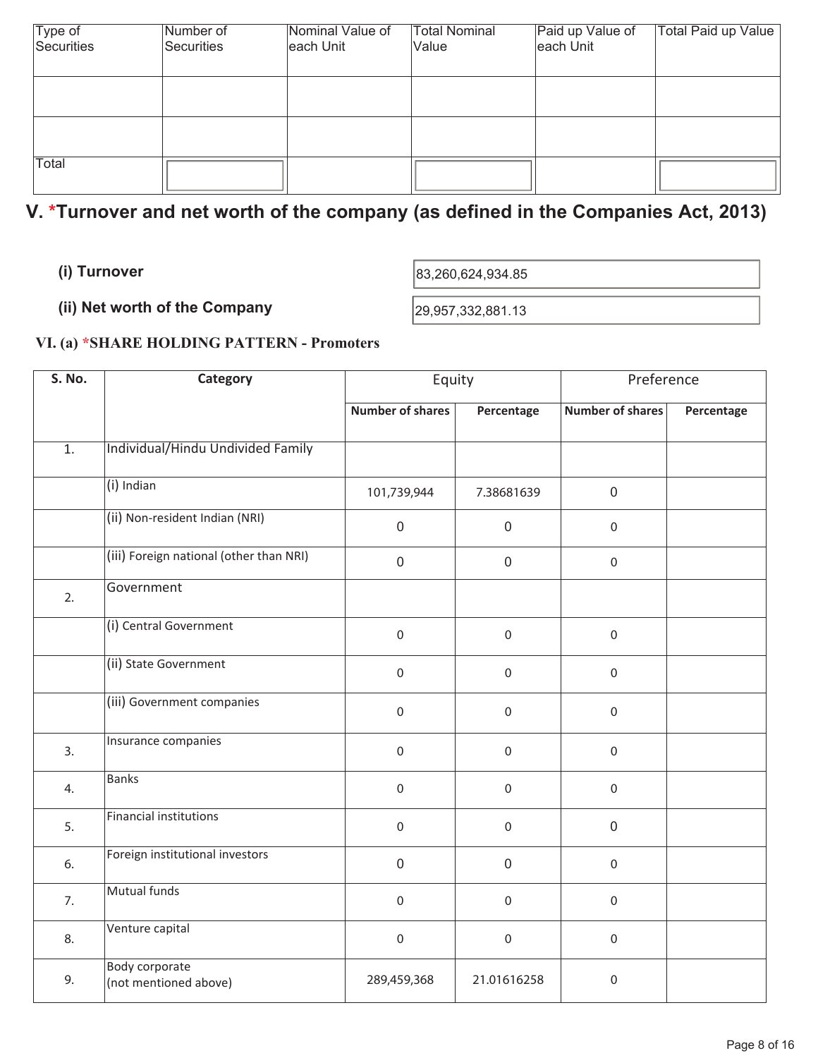| Type of Securities | Number of Securities | Nominal Value of each Unit | Total Nominal Value | Paid up Value of each Unit | Total Paid up Value |
| --- | --- | --- | --- | --- | --- |
| | | | | | |
| | | | | | |
| Total | | | | | |

## V. *Turnover and net worth of the company (as defined in the Companies Act, 2013)

**(i) Turnover** 83,260,624,934.85

**(ii) Net worth of the Company** 29,957,332,881.13

### VI. (a) *SHARE HOLDING PATTERN - Promoters

| S. No. | Category | Equity | | Preference | |
| --- | --- | --- | --- | --- | --- |
| | | Number of shares | Percentage | Number of shares | Percentage |
| 1. | Individual/Hindu Undivided Family | | | | |
| | (i) Indian | 101,739,944 | 7.38681639 | 0 | |
| | (ii) Non-resident Indian (NRI) | 0 | 0 | 0 | |
| | (iii) Foreign national (other than NRI) | 0 | 0 | 0 | |
| 2. | Government | | | | |
| | (i) Central Government | 0 | 0 | 0 | |
| | (ii) State Government | 0 | 0 | 0 | |
| | (iii) Government companies | 0 | 0 | 0 | |
| 3. | Insurance companies | 0 | 0 | 0 | |
| 4. | Banks | 0 | 0 | 0 | |
| 5. | Financial institutions | 0 | 0 | 0 | |
| 6. | Foreign institutional investors | 0 | 0 | 0 | |
| 7. | Mutual funds | 0 | 0 | 0 | |
| 8. | Venture capital | 0 | 0 | 0 | |
| 9. | Body corporate (not mentioned above) | 289,459,368 | 21.01616258 | 0 | |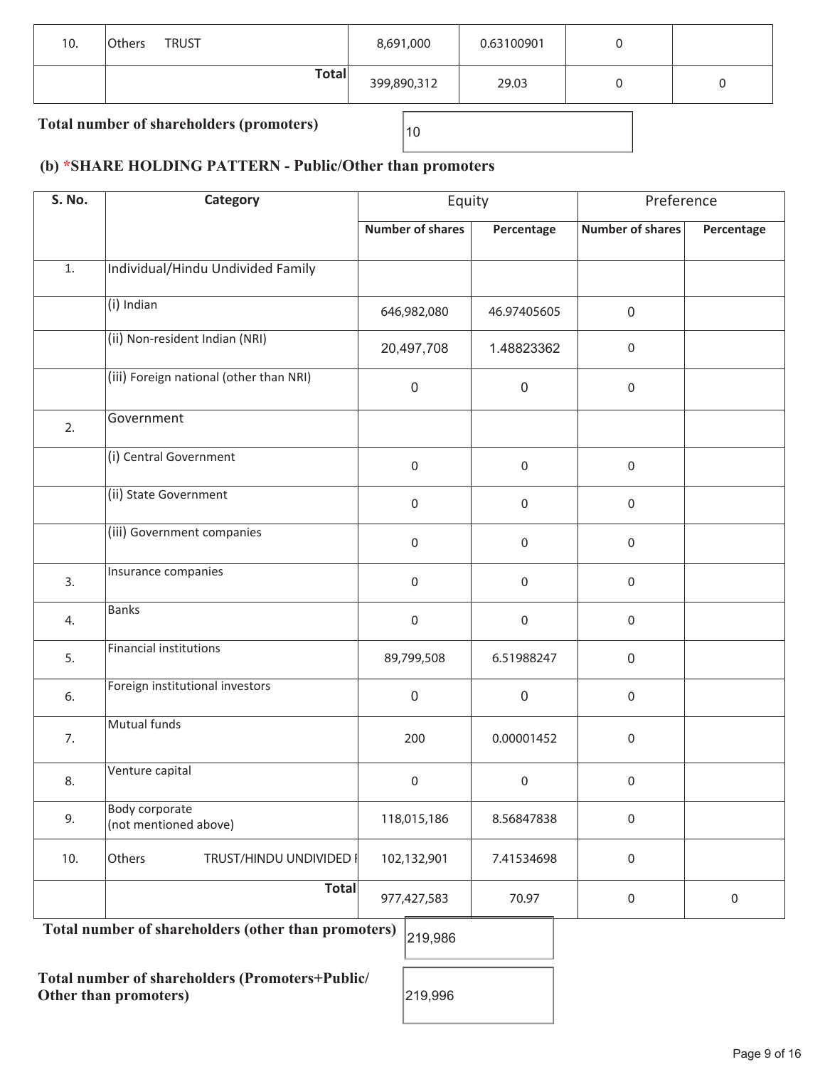| 10. | Others TRUST | 8,691,000 | 0.63100901 | 0 | |
|---|---|---|---|---|---|
| | **Total** | 399,890,312 | 29.03 | 0 | 0 |

**Total number of shareholders (promoters)** 10

## (b) *SHARE HOLDING PATTERN - Public/Other than promoters

| S. No. | Category | Equity | | Preference | |
|---|---|---|---|---|---|
| | | Number of shares | Percentage | Number of shares | Percentage |
| 1. | Individual/Hindu Undivided Family | | | | |
| | (i) Indian | 646,982,080 | 46.97405605 | 0 | |
| | (ii) Non-resident Indian (NRI) | 20,497,708 | 1.48823362 | 0 | |
| | (iii) Foreign national (other than NRI) | 0 | 0 | 0 | |
| 2. | Government | | | | |
| | (i) Central Government | 0 | 0 | 0 | |
| | (ii) State Government | 0 | 0 | 0 | |
| | (iii) Government companies | 0 | 0 | 0 | |
| 3. | Insurance companies | 0 | 0 | 0 | |
| 4. | Banks | 0 | 0 | 0 | |
| 5. | Financial institutions | 89,799,508 | 6.51988247 | 0 | |
| 6. | Foreign institutional investors | 0 | 0 | 0 | |
| 7. | Mutual funds | 200 | 0.00001452 | 0 | |
| 8. | Venture capital | 0 | 0 | 0 | |
| 9. | Body corporate (not mentioned above) | 118,015,186 | 8.56847838 | 0 | |
| 10. | Others TRUST/HINDU UNDIVIDED F | 102,132,901 | 7.41534698 | 0 | |
| | **Total** | 977,427,583 | 70.97 | 0 | 0 |

**Total number of shareholders (other than promoters)** 219,986

**Total number of shareholders (Promoters+Public/Other than promoters)** 219,996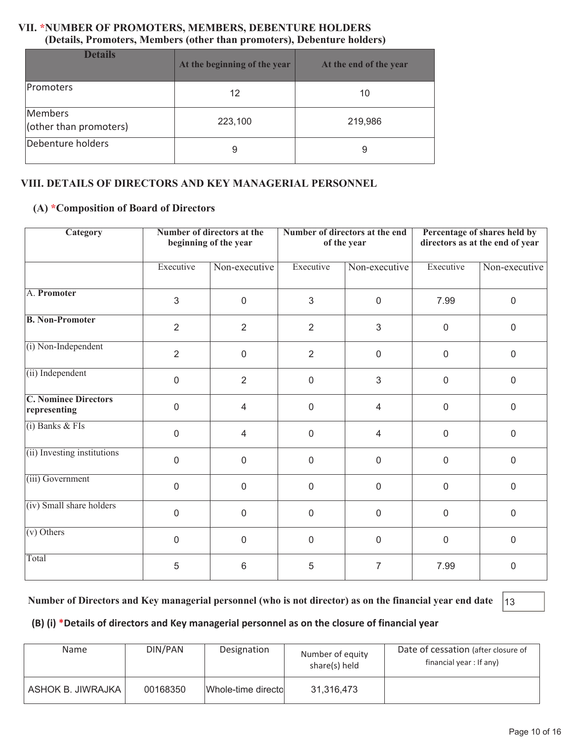## VII. *NUMBER OF PROMOTERS, MEMBERS, DEBENTURE HOLDERS
### (Details, Promoters, Members (other than promoters), Debenture holders)

| Details | At the beginning of the year | At the end of the year |
|---|---|---|
| Promoters | 12 | 10 |
| Members (other than promoters) | 223,100 | 219,986 |
| Debenture holders | 9 | 9 |

## VIII. DETAILS OF DIRECTORS AND KEY MANAGERIAL PERSONNEL

### (A) *Composition of Board of Directors

| Category | Number of directors at the beginning of the year | | Number of directors at the end of the year | | Percentage of shares held by directors as at the end of year | |
|---|---|---|---|---|---|---|
| | Executive | Non-executive | Executive | Non-executive | Executive | Non-executive |
| A. **Promoter** | 3 | 0 | 3 | 0 | 7.99 | 0 |
| **B. Non-Promoter** | 2 | 2 | 2 | 3 | 0 | 0 |
| (i) Non-Independent | 2 | 0 | 2 | 0 | 0 | 0 |
| (ii) Independent | 0 | 2 | 0 | 3 | 0 | 0 |
| **C. Nominee Directors representing** | 0 | 4 | 0 | 4 | 0 | 0 |
| (i) Banks & FIs | 0 | 4 | 0 | 4 | 0 | 0 |
| (ii) Investing institutions | 0 | 0 | 0 | 0 | 0 | 0 |
| (iii) Government | 0 | 0 | 0 | 0 | 0 | 0 |
| (iv) Small share holders | 0 | 0 | 0 | 0 | 0 | 0 |
| (v) Others | 0 | 0 | 0 | 0 | 0 | 0 |
| Total | 5 | 6 | 5 | 7 | 7.99 | 0 |

**Number of Directors and Key managerial personnel (who is not director) as on the financial year end date** 13

### (B) (i) *Details of directors and Key managerial personnel as on the closure of financial year

| Name | DIN/PAN | Designation | Number of equity share(s) held | Date of cessation (after closure of financial year : If any) |
|---|---|---|---|---|
| ASHOK B. JIWRAJKA | 00168350 | Whole-time directo | 31,316,473 | |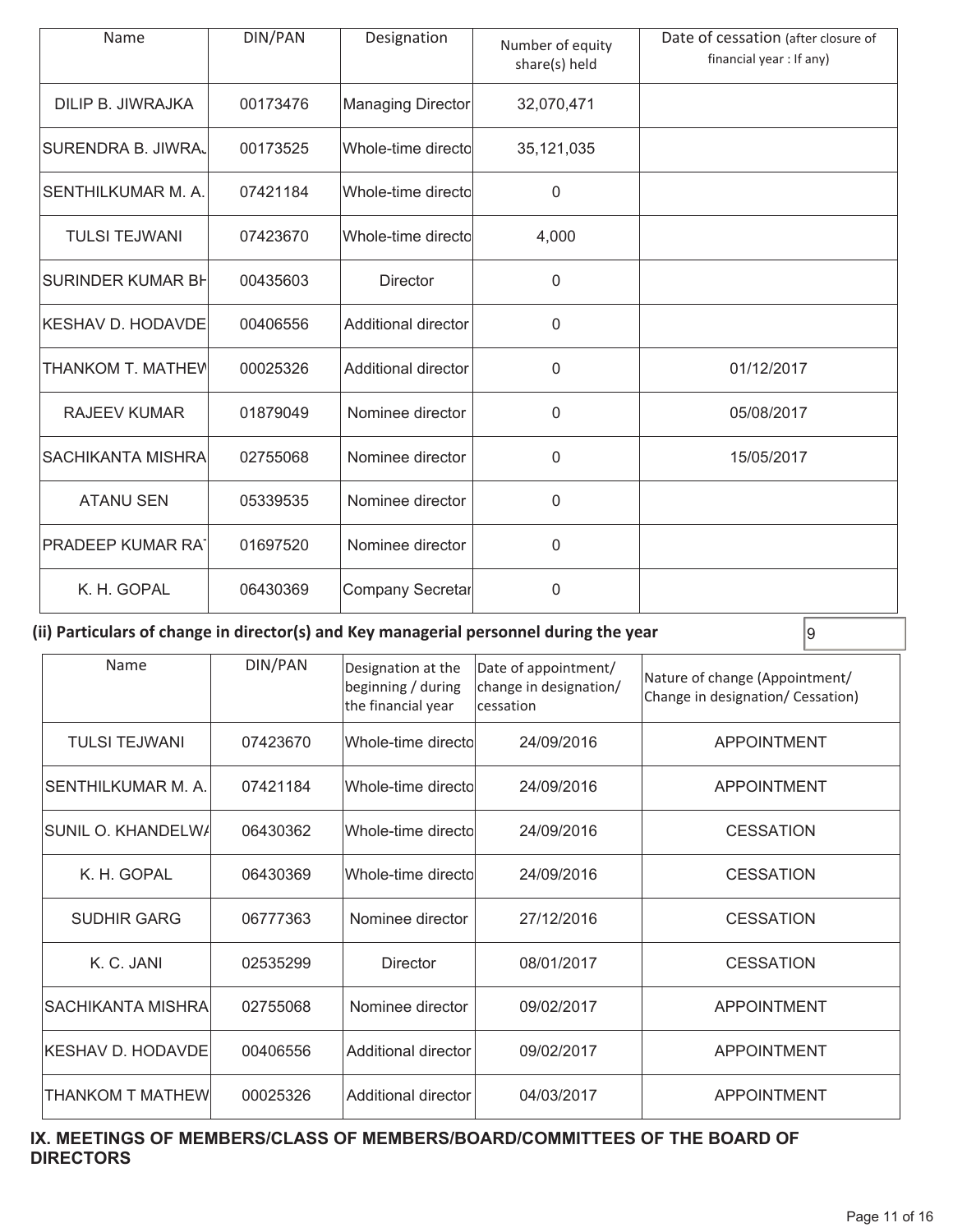| Name | DIN/PAN | Designation | Number of equity share(s) held | Date of cessation (after closure of financial year : If any) |
|---|---|---|---|---|
| DILIP B. JIWRAJKA | 00173476 | Managing Director | 32,070,471 | |
| SURENDRA B. JIWRAJ | 00173525 | Whole-time directo | 35,121,035 | |
| SENTHILKUMAR M. A. | 07421184 | Whole-time directo | 0 | |
| TULSI TEJWANI | 07423670 | Whole-time directo | 4,000 | |
| SURINDER KUMAR BH | 00435603 | Director | 0 | |
| KESHAV D. HODAVDE | 00406556 | Additional director | 0 | |
| THANKOM T. MATHEW | 00025326 | Additional director | 0 | 01/12/2017 |
| RAJEEV KUMAR | 01879049 | Nominee director | 0 | 05/08/2017 |
| SACHIKANTA MISHRA | 02755068 | Nominee director | 0 | 15/05/2017 |
| ATANU SEN | 05339535 | Nominee director | 0 | |
| PRADEEP KUMAR RAT | 01697520 | Nominee director | 0 | |
| K. H. GOPAL | 06430369 | Company Secretar | 0 | |

**(ii) Particulars of change in director(s) and Key managerial personnel during the year** 9

| Name | DIN/PAN | Designation at the beginning / during the financial year | Date of appointment/ change in designation/ cessation | Nature of change (Appointment/ Change in designation/ Cessation) |
|---|---|---|---|---|
| TULSI TEJWANI | 07423670 | Whole-time directo | 24/09/2016 | APPOINTMENT |
| SENTHILKUMAR M. A. | 07421184 | Whole-time directo | 24/09/2016 | APPOINTMENT |
| SUNIL O. KHANDELWA | 06430362 | Whole-time directo | 24/09/2016 | CESSATION |
| K. H. GOPAL | 06430369 | Whole-time directo | 24/09/2016 | CESSATION |
| SUDHIR GARG | 06777363 | Nominee director | 27/12/2016 | CESSATION |
| K. C. JANI | 02535299 | Director | 08/01/2017 | CESSATION |
| SACHIKANTA MISHRA | 02755068 | Nominee director | 09/02/2017 | APPOINTMENT |
| KESHAV D. HODAVDE | 00406556 | Additional director | 09/02/2017 | APPOINTMENT |
| THANKOM T MATHEW | 00025326 | Additional director | 04/03/2017 | APPOINTMENT |

## IX. MEETINGS OF MEMBERS/CLASS OF MEMBERS/BOARD/COMMITTEES OF THE BOARD OF DIRECTORS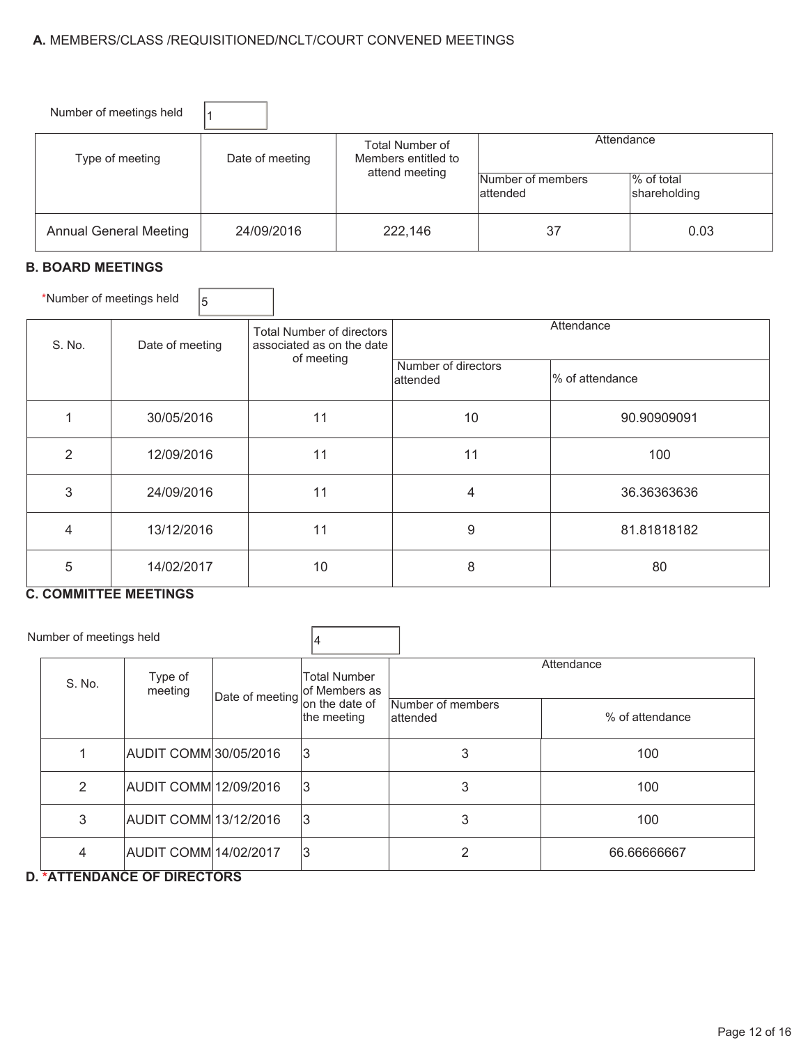**A.** MEMBERS/CLASS /REQUISITIONED/NCLT/COURT CONVENED MEETINGS

Number of meetings held: 1

| Type of meeting | Date of meeting | Total Number of Members entitled to attend meeting | Attendance | |
|---|---|---|---|---|
| | | | Number of members attended | % of total shareholding |
| Annual General Meeting | 24/09/2016 | 222,146 | 37 | 0.03 |

**B. BOARD MEETINGS**

*Number of meetings held: 5

| S. No. | Date of meeting | Total Number of directors associated as on the date of meeting | Attendance | |
|---|---|---|---|---|
| | | | Number of directors attended | % of attendance |
| 1 | 30/05/2016 | 11 | 10 | 90.90909091 |
| 2 | 12/09/2016 | 11 | 11 | 100 |
| 3 | 24/09/2016 | 11 | 4 | 36.36363636 |
| 4 | 13/12/2016 | 11 | 9 | 81.81818182 |
| 5 | 14/02/2017 | 10 | 8 | 80 |

**C. COMMITTEE MEETINGS**

Number of meetings held: 4

| S. No. | Type of meeting | Date of meeting | Total Number of Members as on the date of the meeting | Attendance | |
|---|---|---|---|---|---|
| | | | | Number of members attended | % of attendance |
| 1 | AUDIT COMM | 30/05/2016 | 3 | 3 | 100 |
| 2 | AUDIT COMM | 12/09/2016 | 3 | 3 | 100 |
| 3 | AUDIT COMM | 13/12/2016 | 3 | 3 | 100 |
| 4 | AUDIT COMM | 14/02/2017 | 3 | 2 | 66.66666667 |

**D. *ATTENDANCE OF DIRECTORS**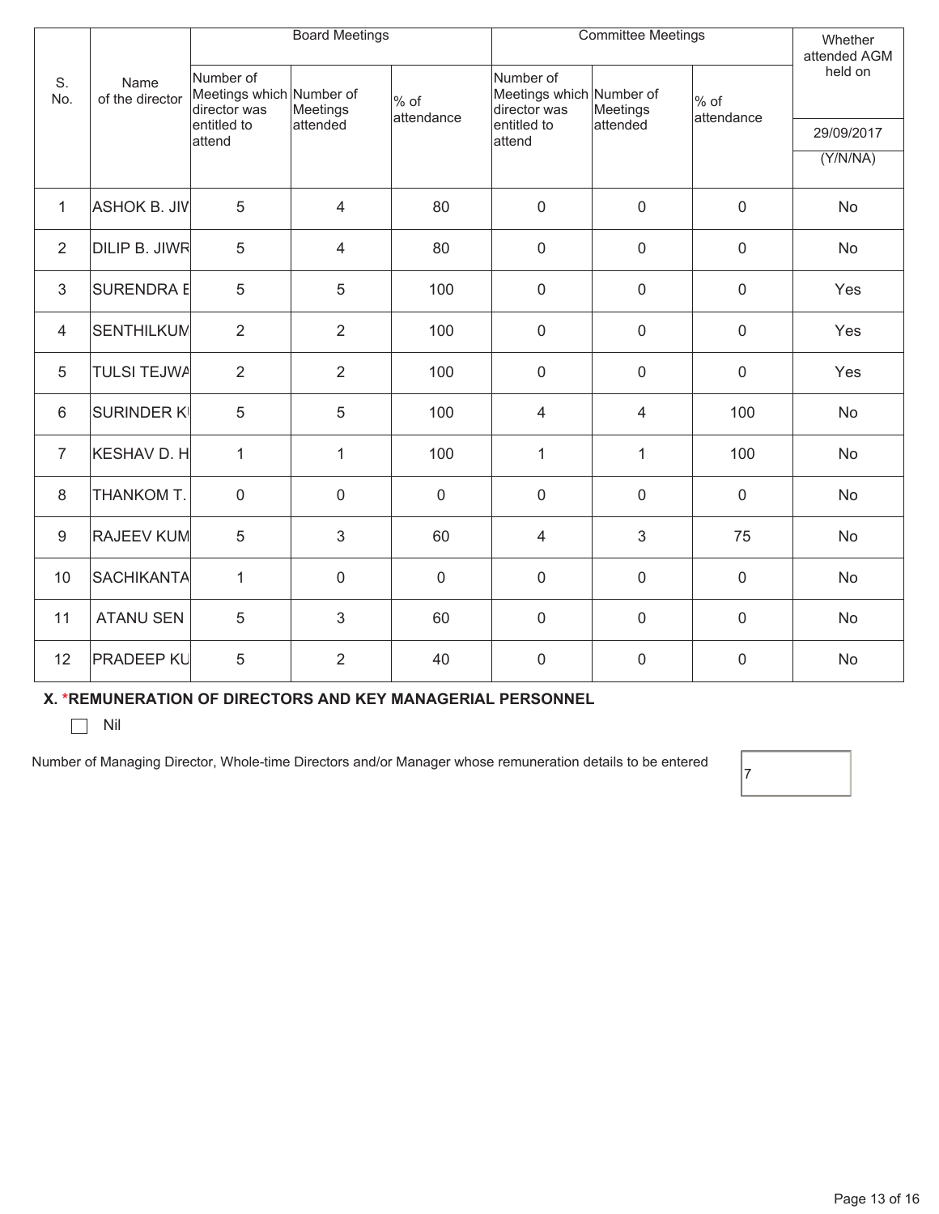| S. No. | Name of the director | Board Meetings | | | Committee Meetings | | | Whether attended AGM held on |
|---|---|---|---|---|---|---|---|---|
| | | Number of Meetings which director was entitled to attend | Number of Meetings attended | % of attendance | Number of Meetings which director was entitled to attend | Number of Meetings attended | % of attendance | 29/09/2017 (Y/N/NA) |
| 1 | ASHOK B. JIV | 5 | 4 | 80 | 0 | 0 | 0 | No |
| 2 | DILIP B. JIWR | 5 | 4 | 80 | 0 | 0 | 0 | No |
| 3 | SURENDRA E | 5 | 5 | 100 | 0 | 0 | 0 | Yes |
| 4 | SENTHILKUM | 2 | 2 | 100 | 0 | 0 | 0 | Yes |
| 5 | TULSI TEJWA | 2 | 2 | 100 | 0 | 0 | 0 | Yes |
| 6 | SURINDER K | 5 | 5 | 100 | 4 | 4 | 100 | No |
| 7 | KESHAV D. H | 1 | 1 | 100 | 1 | 1 | 100 | No |
| 8 | THANKOM T. | 0 | 0 | 0 | 0 | 0 | 0 | No |
| 9 | RAJEEV KUM | 5 | 3 | 60 | 4 | 3 | 75 | No |
| 10 | SACHIKANTA | 1 | 0 | 0 | 0 | 0 | 0 | No |
| 11 | ATANU SEN | 5 | 3 | 60 | 0 | 0 | 0 | No |
| 12 | PRADEEP KU | 5 | 2 | 40 | 0 | 0 | 0 | No |

### X. *REMUNERATION OF DIRECTORS AND KEY MANAGERIAL PERSONNEL

☐ Nil

Number of Managing Director, Whole-time Directors and/or Manager whose remuneration details to be entered: 7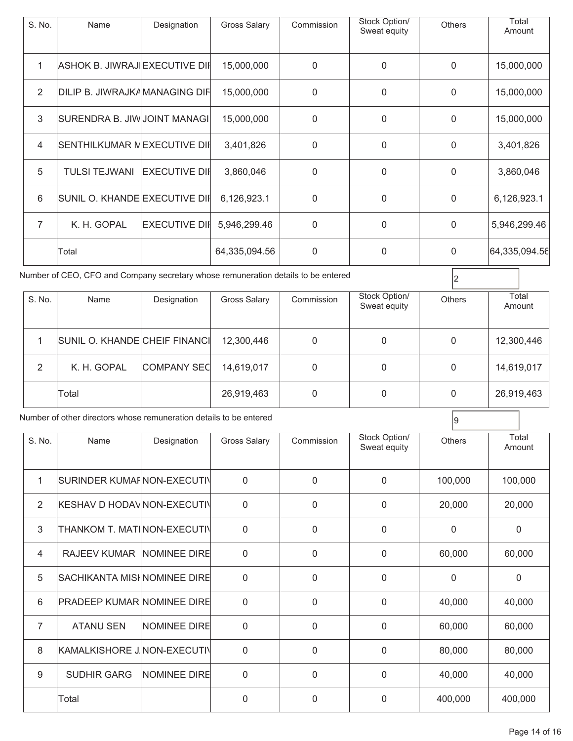| S. No. | Name | Designation | Gross Salary | Commission | Stock Option/ Sweat equity | Others | Total Amount |
|---|---|---|---|---|---|---|---|
| 1 | ASHOK B. JIWRAJI | EXECUTIVE DII | 15,000,000 | 0 | 0 | 0 | 15,000,000 |
| 2 | DILIP B. JIWRAJKA | MANAGING DIF | 15,000,000 | 0 | 0 | 0 | 15,000,000 |
| 3 | SURENDRA B. JIW | JOINT MANAGI | 15,000,000 | 0 | 0 | 0 | 15,000,000 |
| 4 | SENTHILKUMAR M | EXECUTIVE DII | 3,401,826 | 0 | 0 | 0 | 3,401,826 |
| 5 | TULSI TEJWANI | EXECUTIVE DII | 3,860,046 | 0 | 0 | 0 | 3,860,046 |
| 6 | SUNIL O. KHANDE | EXECUTIVE DII | 6,126,923.1 | 0 | 0 | 0 | 6,126,923.1 |
| 7 | K. H. GOPAL | EXECUTIVE DII | 5,946,299.46 | 0 | 0 | 0 | 5,946,299.46 |
| | Total | | 64,335,094.56 | 0 | 0 | 0 | 64,335,094.56 |

Number of CEO, CFO and Company secretary whose remuneration details to be entered: 2

| S. No. | Name | Designation | Gross Salary | Commission | Stock Option/ Sweat equity | Others | Total Amount |
|---|---|---|---|---|---|---|---|
| 1 | SUNIL O. KHANDE | CHEIF FINANCI | 12,300,446 | 0 | 0 | 0 | 12,300,446 |
| 2 | K. H. GOPAL | COMPANY SEC | 14,619,017 | 0 | 0 | 0 | 14,619,017 |
| | Total | | 26,919,463 | 0 | 0 | 0 | 26,919,463 |

Number of other directors whose remuneration details to be entered: 9

| S. No. | Name | Designation | Gross Salary | Commission | Stock Option/ Sweat equity | Others | Total Amount |
|---|---|---|---|---|---|---|---|
| 1 | SURINDER KUMAF | NON-EXECUTIV | 0 | 0 | 0 | 100,000 | 100,000 |
| 2 | KESHAV D HODAV | NON-EXECUTIV | 0 | 0 | 0 | 20,000 | 20,000 |
| 3 | THANKOM T. MATI | NON-EXECUTIV | 0 | 0 | 0 | 0 | 0 |
| 4 | RAJEEV KUMAR | NOMINEE DIRE | 0 | 0 | 0 | 60,000 | 60,000 |
| 5 | SACHIKANTA MISH | NOMINEE DIRE | 0 | 0 | 0 | 0 | 0 |
| 6 | PRADEEP KUMAR | NOMINEE DIRE | 0 | 0 | 0 | 40,000 | 40,000 |
| 7 | ATANU SEN | NOMINEE DIRE | 0 | 0 | 0 | 60,000 | 60,000 |
| 8 | KAMALKISHORE J. | NON-EXECUTIV | 0 | 0 | 0 | 80,000 | 80,000 |
| 9 | SUDHIR GARG | NOMINEE DIRE | 0 | 0 | 0 | 40,000 | 40,000 |
| | Total | | 0 | 0 | 0 | 400,000 | 400,000 |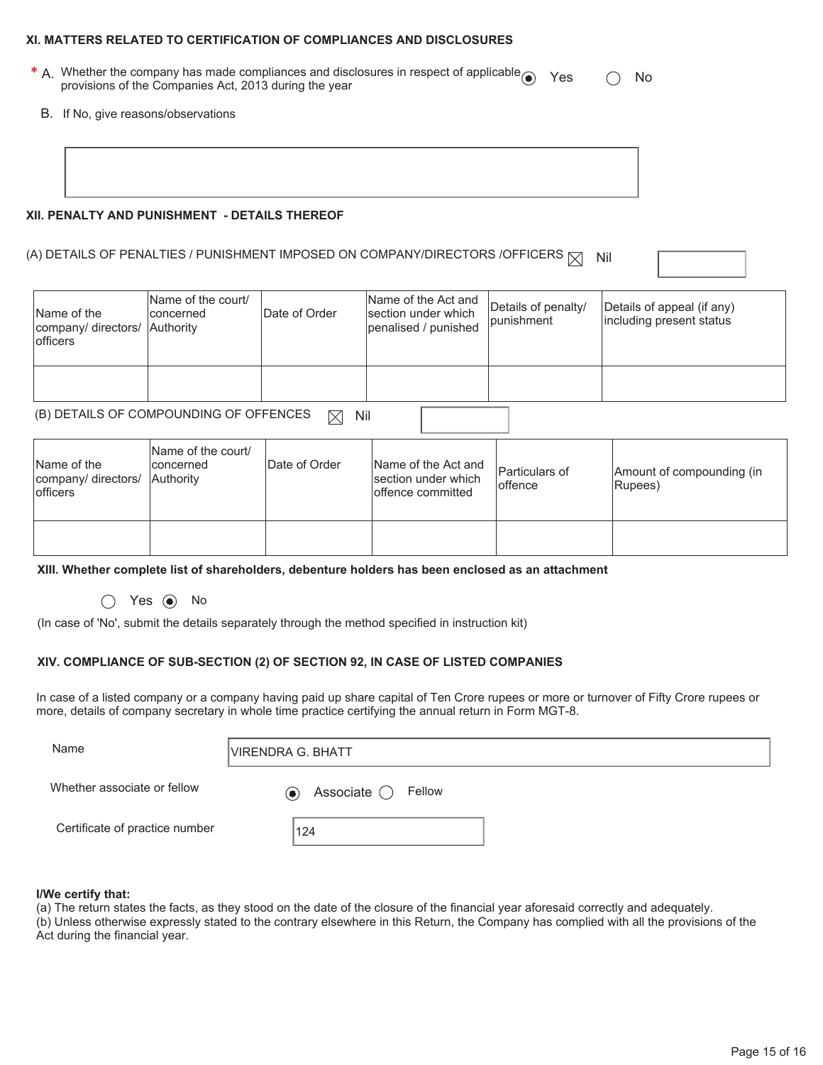### XI. MATTERS RELATED TO CERTIFICATION OF COMPLIANCES AND DISCLOSURES

\* A. Whether the company has made compliances and disclosures in respect of applicable provisions of the Companies Act, 2013 during the year (●) Yes ( ) No

B. If No, give reasons/observations

### XII. PENALTY AND PUNISHMENT - DETAILS THEREOF

(A) DETAILS OF PENALTIES / PUNISHMENT IMPOSED ON COMPANY/DIRECTORS /OFFICERS ☒ Nil

| Name of the company/ directors/ officers | Name of the court/ concerned Authority | Date of Order | Name of the Act and section under which penalised / punished | Details of penalty/ punishment | Details of appeal (if any) including present status |
|---|---|---|---|---|---|
| | | | | | |

(B) DETAILS OF COMPOUNDING OF OFFENCES ☒ Nil

| Name of the company/ directors/ officers | Name of the court/ concerned Authority | Date of Order | Name of the Act and section under which offence committed | Particulars of offence | Amount of compounding (in Rupees) |
|---|---|---|---|---|---|
| | | | | | |

### XIII. Whether complete list of shareholders, debenture holders has been enclosed as an attachment

( ) Yes (●) No

(In case of 'No', submit the details separately through the method specified in instruction kit)

### XIV. COMPLIANCE OF SUB-SECTION (2) OF SECTION 92, IN CASE OF LISTED COMPANIES

In case of a listed company or a company having paid up share capital of Ten Crore rupees or more or turnover of Fifty Crore rupees or more, details of company secretary in whole time practice certifying the annual return in Form MGT-8.

Name: VIRENDRA G. BHATT

Whether associate or fellow: (●) Associate ( ) Fellow

Certificate of practice number: 124

**I/We certify that:**

(a) The return states the facts, as they stood on the date of the closure of the financial year aforesaid correctly and adequately.

(b) Unless otherwise expressly stated to the contrary elsewhere in this Return, the Company has complied with all the provisions of the Act during the financial year.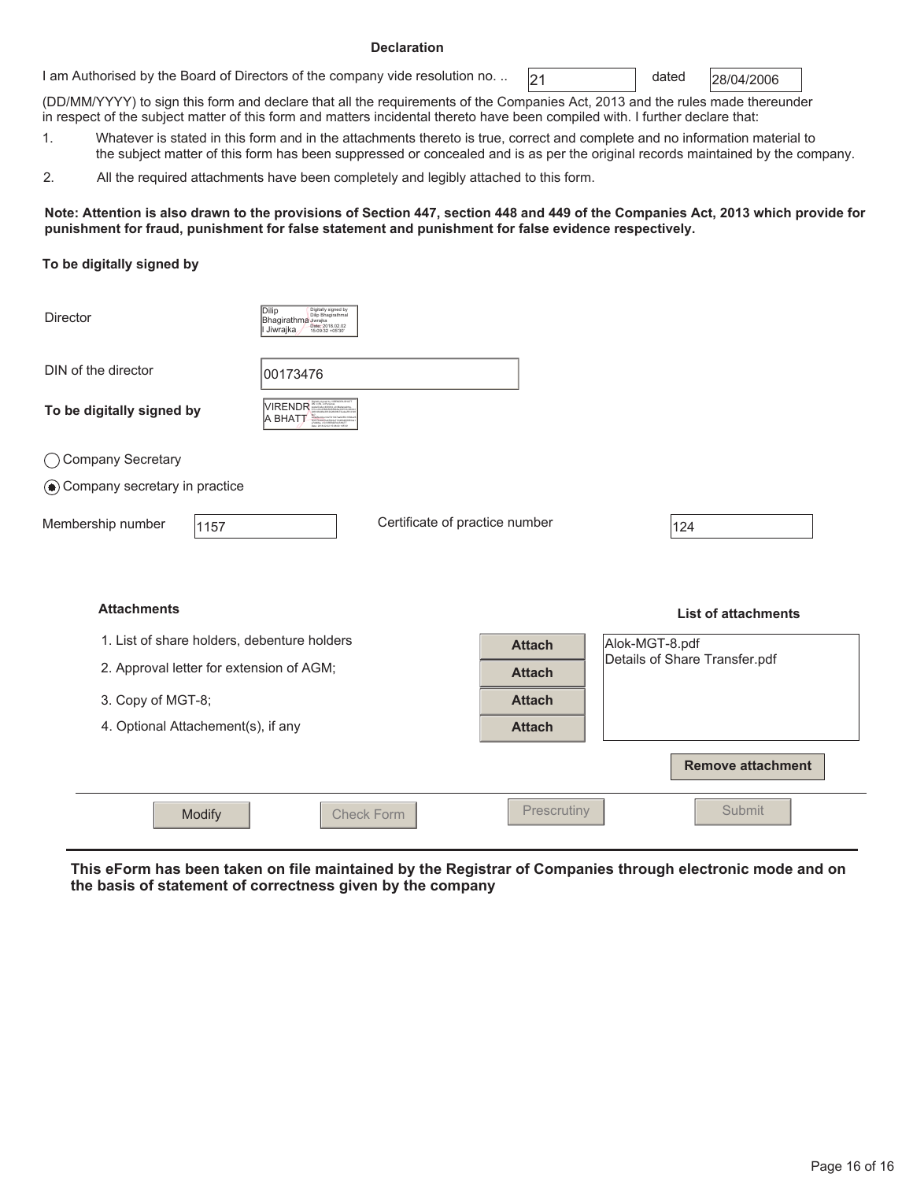### Declaration

I am Authorised by the Board of Directors of the company vide resolution no. .. 21 dated 28/04/2006 (DD/MM/YYYY) to sign this form and declare that all the requirements of the Companies Act, 2013 and the rules made thereunder in respect of the subject matter of this form and matters incidental thereto have been compiled with. I further declare that:

1. Whatever is stated in this form and in the attachments thereto is true, correct and complete and no information material to the subject matter of this form has been suppressed or concealed and is as per the original records maintained by the company.
2. All the required attachments have been completely and legibly attached to this form.

**Note: Attention is also drawn to the provisions of Section 447, section 448 and 449 of the Companies Act, 2013 which provide for punishment for fraud, punishment for false statement and punishment for false evidence respectively.**

**To be digitally signed by**

Director: Dilip Bhagirathmal Jiwrajka (Digitally signed by Dilip Bhagirathmal Jiwrajka Date: 2018.02.02 15:09:32 +05'30')

DIN of the director: 00173476

**To be digitally signed by** VIRENDRA BHATT

◯ Company Secretary

◉ Company secretary in practice

Membership number: 1157

Certificate of practice number: 124

**Attachments**

1. List of share holders, debenture holders
2. Approval letter for extension of AGM;
3. Copy of MGT-8;
4. Optional Attachement(s), if any

**List of attachments**

Alok-MGT-8.pdf
Details of Share Transfer.pdf

Modify | Check Form | Prescrutiny | Submit

**This eForm has been taken on file maintained by the Registrar of Companies through electronic mode and on the basis of statement of correctness given by the company**